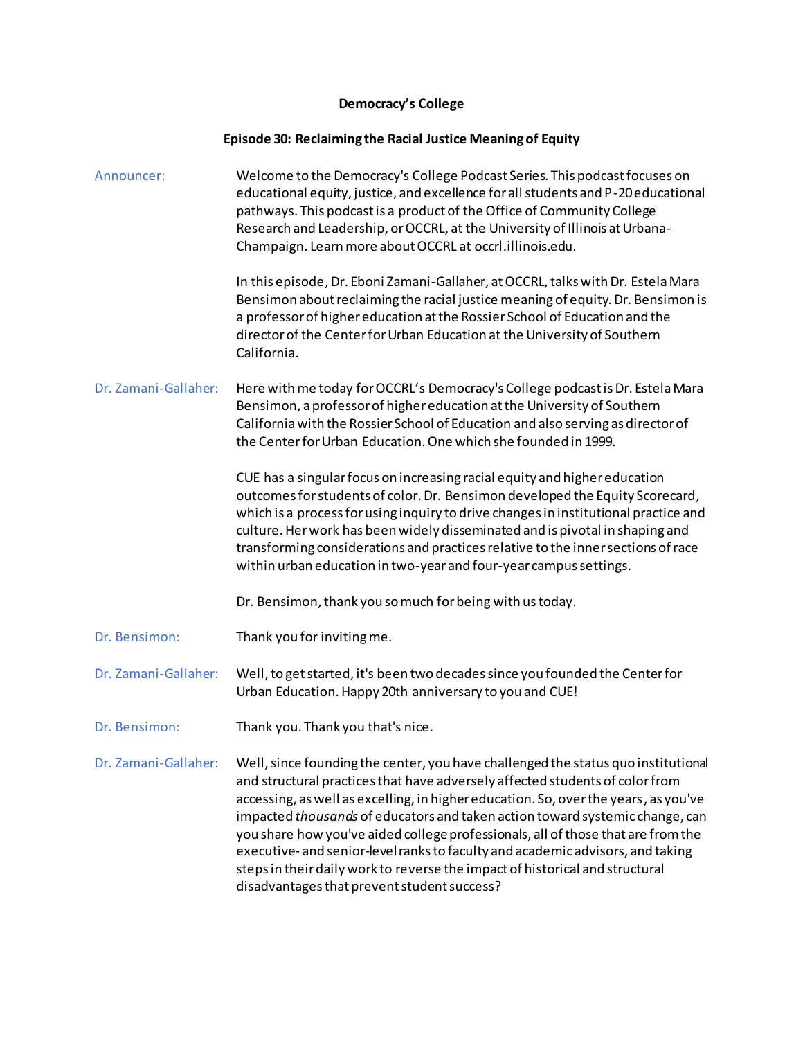# Democracy's College

## Episode 30: Reclaiming the Racial Justice Meaning of Equity

**Announcer:** Welcome to the Democracy's College Podcast Series. This podcast focuses on educational equity, justice, and excellence for all students and P-20 educational pathways. This podcast is a product of the Office of Community College Research and Leadership, or OCCRL, at the University of Illinois at Urbana-Champaign. Learn more about OCCRL at occrl.illinois.edu.

In this episode, Dr. Eboni Zamani-Gallaher, at OCCRL, talks with Dr. Estela Mara Bensimon about reclaiming the racial justice meaning of equity. Dr. Bensimon is a professor of higher education at the Rossier School of Education and the director of the Center for Urban Education at the University of Southern California.

**Dr. Zamani-Gallaher:** Here with me today for OCCRL's Democracy's College podcast is Dr. Estela Mara Bensimon, a professor of higher education at the University of Southern California with the Rossier School of Education and also serving as director of the Center for Urban Education. One which she founded in 1999.

CUE has a singular focus on increasing racial equity and higher education outcomes for students of color. Dr. Bensimon developed the Equity Scorecard, which is a process for using inquiry to drive changes in institutional practice and culture. Her work has been widely disseminated and is pivotal in shaping and transforming considerations and practices relative to the inner sections of race within urban education in two-year and four-year campus settings.

Dr. Bensimon, thank you so much for being with us today.

**Dr. Bensimon:** Thank you for inviting me.

**Dr. Zamani-Gallaher:** Well, to get started, it's been two decades since you founded the Center for Urban Education. Happy 20th anniversary to you and CUE!

**Dr. Bensimon:** Thank you. Thank you that's nice.

**Dr. Zamani-Gallaher:** Well, since founding the center, you have challenged the status quo institutional and structural practices that have adversely affected students of color from accessing, as well as excelling, in higher education. So, over the years, as you've impacted *thousands* of educators and taken action toward systemic change, can you share how you've aided college professionals, all of those that are from the executive- and senior-level ranks to faculty and academic advisors, and taking steps in their daily work to reverse the impact of historical and structural disadvantages that prevent student success?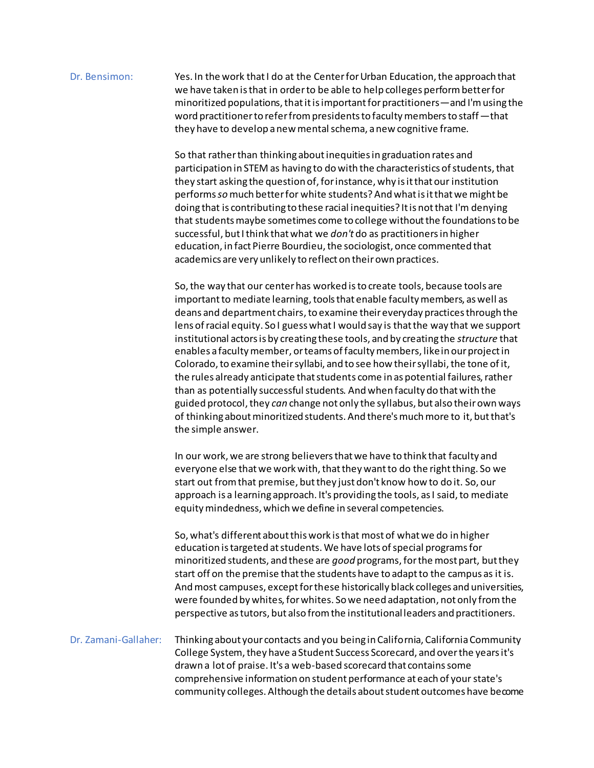**Dr. Bensimon:** Yes. In the work that I do at the Center for Urban Education, the approach that we have taken is that in order to be able to help colleges perform better for minoritized populations, that it is important for practitioners—and I'm using the word practitioner to refer from presidents to faculty members to staff—that they have to develop a new mental schema, a new cognitive frame.

So that rather than thinking about inequities in graduation rates and participation in STEM as having to do with the characteristics of students, that they start asking the question of, for instance, why is it that our institution performs *so* much better for white students? And what is it that we might be doing that is contributing to these racial inequities? It is not that I'm denying that students maybe sometimes come to college without the foundations to be successful, but I think that what we *don't* do as practitioners in higher education, in fact Pierre Bourdieu, the sociologist, once commented that academics are very unlikely to reflect on their own practices.

So, the way that our center has worked is to create tools, because tools are important to mediate learning, tools that enable faculty members, as well as deans and department chairs, to examine their everyday practices through the lens of racial equity. So I guess what I would say is that the way that we support institutional actors is by creating these tools, and by creating the *structure* that enables a faculty member, or teams of faculty members, like in our project in Colorado, to examine their syllabi, and to see how their syllabi, the tone of it, the rules already anticipate that students come in as potential failures, rather than as potentially successful students. And when faculty do that with the guided protocol, they *can* change not only the syllabus, but also their own ways of thinking about minoritized students. And there's much more to it, but that's the simple answer.

In our work, we are strong believers that we have to think that faculty and everyone else that we work with, that they want to do the right thing. So we start out from that premise, but they just don't know how to do it. So, our approach is a learning approach. It's providing the tools, as I said, to mediate equity mindedness, which we define in several competencies.

So, what's different about this work is that most of what we do in higher education is targeted at students. We have lots of special programs for minoritized students, and these are *good* programs, for the most part, but they start off on the premise that the students have to adapt to the campus as it is. And most campuses, except for these historically black colleges and universities, were founded by whites, for whites. So we need adaptation, not only from the perspective as tutors, but also from the institutional leaders and practitioners.

**Dr. Zamani-Gallaher:** Thinking about your contacts and you being in California, California Community College System, they have a Student Success Scorecard, and over the years it's drawn a lot of praise. It's a web-based scorecard that contains some comprehensive information on student performance at each of your state's community colleges. Although the details about student outcomes have become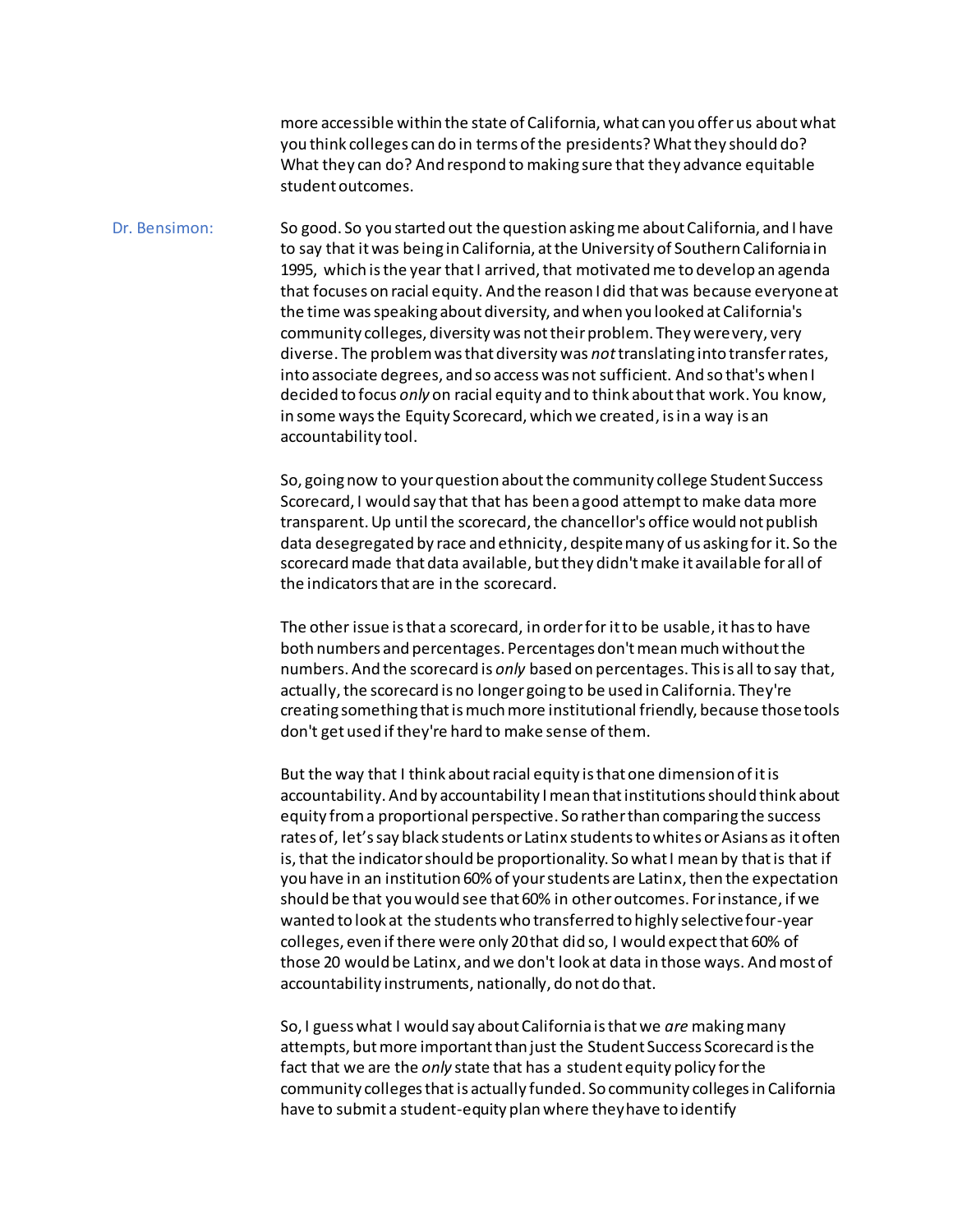more accessible within the state of California, what can you offer us about what you think colleges can do in terms of the presidents? What they should do? What they can do? And respond to making sure that they advance equitable student outcomes.

Dr. Bensimon: So good. So you started out the question asking me about California, and I have to say that it was being in California, at the University of Southern California in 1995, which is the year that I arrived, that motivated me to develop an agenda that focuses on racial equity. And the reason I did that was because everyone at the time was speaking about diversity, and when you looked at California's community colleges, diversity was not their problem. They were very, very diverse. The problem was that diversity was *not* translating into transfer rates, into associate degrees, and so access was not sufficient. And so that's when I decided to focus *only* on racial equity and to think about that work. You know, in some ways the Equity Scorecard, which we created, is in a way is an accountability tool.

So, going now to your question about the community college Student Success Scorecard, I would say that that has been a good attempt to make data more transparent. Up until the scorecard, the chancellor's office would not publish data desegregated by race and ethnicity, despite many of us asking for it. So the scorecard made that data available, but they didn't make it available for all of the indicators that are in the scorecard.

The other issue is that a scorecard, in order for it to be usable, it has to have both numbers and percentages. Percentages don't mean much without the numbers. And the scorecard is *only* based on percentages. This is all to say that, actually, the scorecard is no longer going to be used in California. They're creating something that is much more institutional friendly, because those tools don't get used if they're hard to make sense of them.

But the way that I think about racial equity is that one dimension of it is accountability. And by accountability I mean that institutions should think about equity from a proportional perspective. So rather than comparing the success rates of, let's say black students or Latinx students to whites or Asians as it often is, that the indicator should be proportionality. So what I mean by that is that if you have in an institution 60% of your students are Latinx, then the expectation should be that you would see that 60% in other outcomes. For instance, if we wanted to look at the students who transferred to highly selective four-year colleges, even if there were only 20 that did so, I would expect that 60% of those 20 would be Latinx, and we don't look at data in those ways. And most of accountability instruments, nationally, do not do that.

So, I guess what I would say about California is that we *are* making many attempts, but more important than just the Student Success Scorecard is the fact that we are the *only* state that has a student equity policy for the community colleges that is actually funded. So community colleges in California have to submit a student-equity plan where they have to identify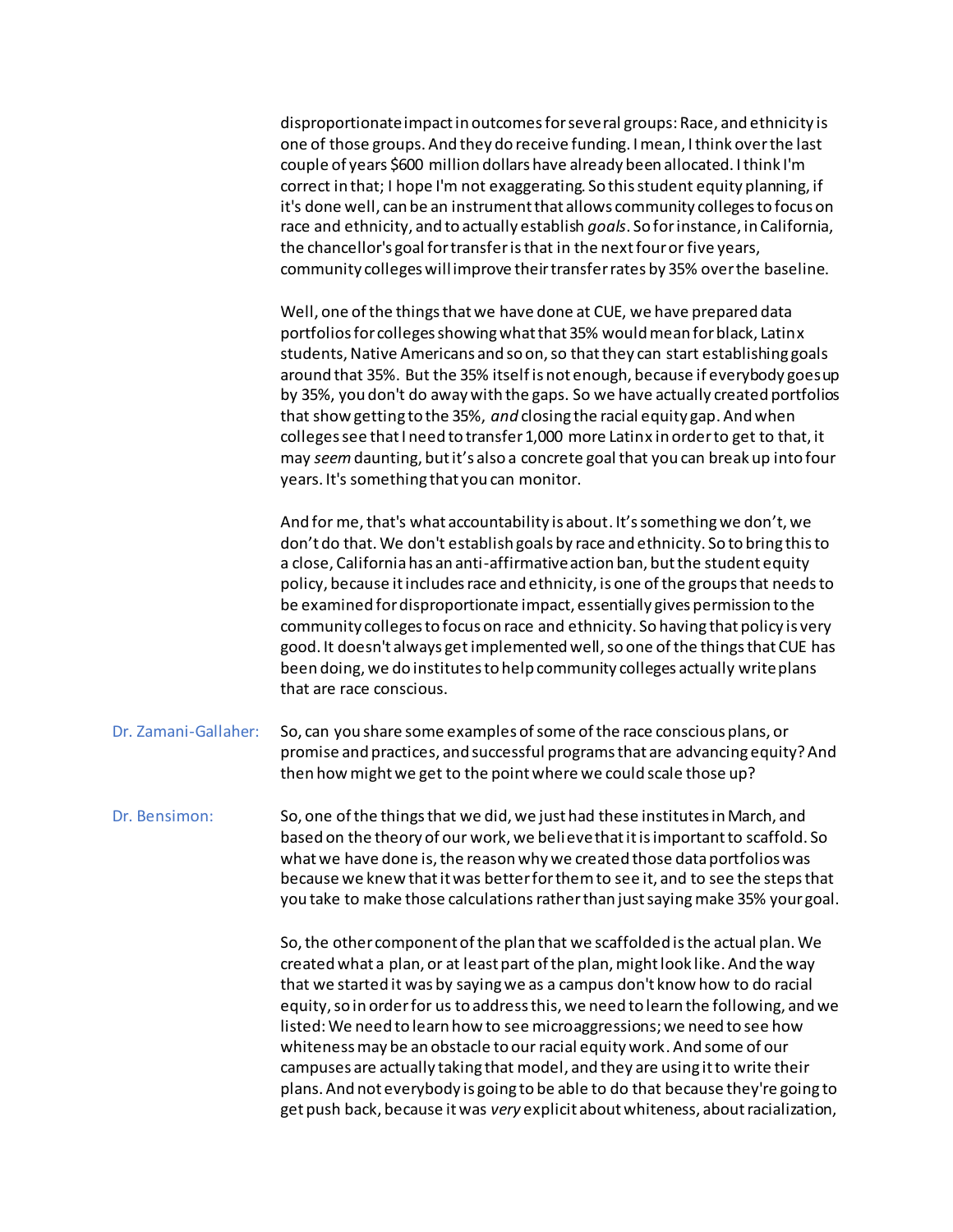disproportionate impact in outcomes for several groups: Race, and ethnicity is one of those groups. And they do receive funding. I mean, I think over the last couple of years $600 million dollars have already been allocated. I think I'm correct in that; I hope I'm not exaggerating. So this student equity planning, if it's done well, can be an instrument that allows community colleges to focus on race and ethnicity, and to actually establish *goals*. So for instance, in California, the chancellor's goal for transfer is that in the next four or five years, community colleges will improve their transfer rates by 35% over the baseline.

Well, one of the things that we have done at CUE, we have prepared data portfolios for colleges showing what that 35% would mean for black, Latinx students, Native Americans and so on, so that they can start establishing goals around that 35%. But the 35% itself is not enough, because if everybody goes up by 35%, you don't do away with the gaps. So we have actually created portfolios that show getting to the 35%, *and* closing the racial equity gap. And when colleges see that I need to transfer 1,000 more Latinx in order to get to that, it may *seem* daunting, but it's also a concrete goal that you can break up into four years. It's something that you can monitor.

And for me, that's what accountability is about. It's something we don't, we don't do that. We don't establish goals by race and ethnicity. So to bring this to a close, California has an anti-affirmative action ban, but the student equity policy, because it includes race and ethnicity, is one of the groups that needs to be examined for disproportionate impact, essentially gives permission to the community colleges to focus on race and ethnicity. So having that policy is very good. It doesn't always get implemented well, so one of the things that CUE has been doing, we do institutes to help community colleges actually write plans that are race conscious.

**Dr. Zamani-Gallaher:** So, can you share some examples of some of the race conscious plans, or promise and practices, and successful programs that are advancing equity? And then how might we get to the point where we could scale those up?

**Dr. Bensimon:** So, one of the things that we did, we just had these institutes in March, and based on the theory of our work, we believe that it is important to scaffold. So what we have done is, the reason why we created those data portfolios was because we knew that it was better for them to see it, and to see the steps that you take to make those calculations rather than just saying make 35% your goal.

So, the other component of the plan that we scaffolded is the actual plan. We created what a plan, or at least part of the plan, might look like. And the way that we started it was by saying we as a campus don't know how to do racial equity, so in order for us to address this, we need to learn the following, and we listed: We need to learn how to see microaggressions; we need to see how whiteness may be an obstacle to our racial equity work. And some of our campuses are actually taking that model, and they are using it to write their plans. And not everybody is going to be able to do that because they're going to get push back, because it was *very* explicit about whiteness, about racialization,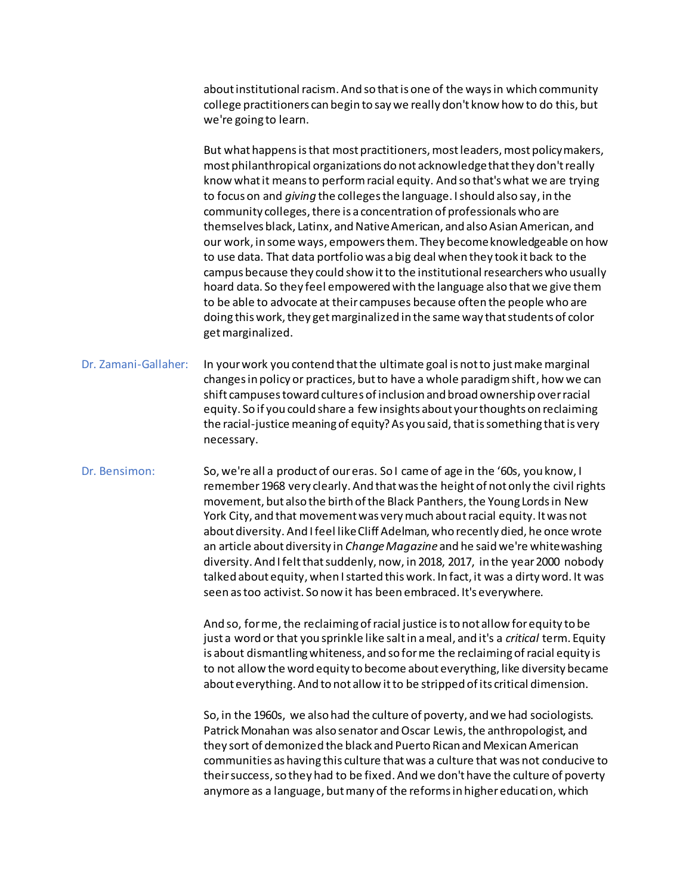about institutional racism. And so that is one of the ways in which community college practitioners can begin to say we really don't know how to do this, but we're going to learn.

But what happens is that most practitioners, most leaders, most policy makers, most philanthropical organizations do not acknowledge that they don't really know what it means to perform racial equity. And so that's what we are trying to focus on and *giving* the colleges the language. I should also say, in the community colleges, there is a concentration of professionals who are themselves black, Latinx, and Native American, and also Asian American, and our work, in some ways, empowers them. They become knowledgeable on how to use data. That data portfolio was a big deal when they took it back to the campus because they could show it to the institutional researchers who usually hoard data. So they feel empowered with the language also that we give them to be able to advocate at their campuses because often the people who are doing this work, they get marginalized in the same way that students of color get marginalized.

**Dr. Zamani-Gallaher:** In your work you contend that the ultimate goal is not to just make marginal changes in policy or practices, but to have a whole paradigm shift, how we can shift campuses toward cultures of inclusion and broad ownership over racial equity. So if you could share a few insights about your thoughts on reclaiming the racial-justice meaning of equity? As you said, that is something that is very necessary.

**Dr. Bensimon:** So, we're all a product of our eras. So I came of age in the '60s, you know, I remember 1968 very clearly. And that was the height of not only the civil rights movement, but also the birth of the Black Panthers, the Young Lords in New York City, and that movement was very much about racial equity. It was not about diversity. And I feel like Cliff Adelman, who recently died, he once wrote an article about diversity in *Change Magazine* and he said we're whitewashing diversity. And I felt that suddenly, now, in 2018, 2017, in the year 2000 nobody talked about equity, when I started this work. In fact, it was a dirty word. It was seen as too activist. So now it has been embraced. It's everywhere.

And so, for me, the reclaiming of racial justice is to not allow for equity to be just a word or that you sprinkle like salt in a meal, and it's a *critical* term. Equity is about dismantling whiteness, and so for me the reclaiming of racial equity is to not allow the word equity to become about everything, like diversity became about everything. And to not allow it to be stripped of its critical dimension.

So, in the 1960s, we also had the culture of poverty, and we had sociologists. Patrick Monahan was also senator and Oscar Lewis, the anthropologist, and they sort of demonized the black and Puerto Rican and Mexican American communities as having this culture that was a culture that was not conducive to their success, so they had to be fixed. And we don't have the culture of poverty anymore as a language, but many of the reforms in higher education, which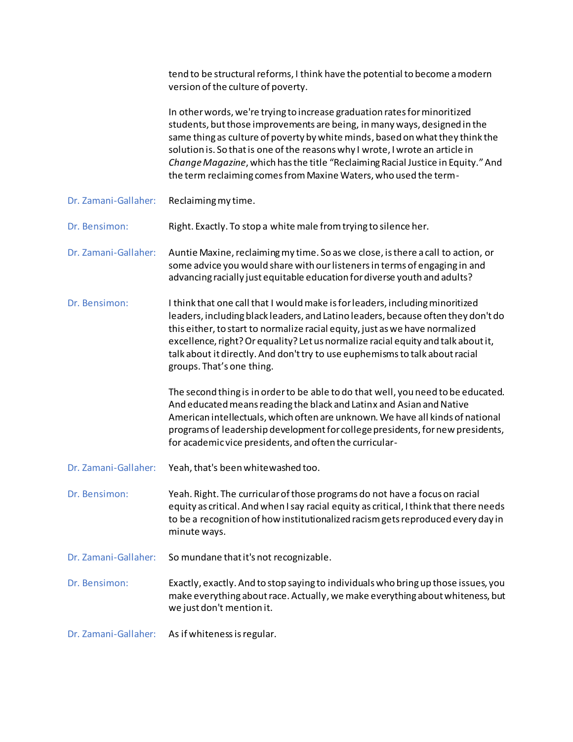tend to be structural reforms, I think have the potential to become a modern version of the culture of poverty.

In other words, we're trying to increase graduation rates for minoritized students, but those improvements are being, in many ways, designed in the same thing as culture of poverty by white minds, based on what they think the solution is. So that is one of the reasons why I wrote, I wrote an article in *Change Magazine*, which has the title "Reclaiming Racial Justice in Equity." And the term reclaiming comes from Maxine Waters, who used the term-

**Dr. Zamani-Gallaher:** Reclaiming my time.

**Dr. Bensimon:** Right. Exactly. To stop a white male from trying to silence her.

**Dr. Zamani-Gallaher:** Auntie Maxine, reclaiming my time. So as we close, is there a call to action, or some advice you would share with our listeners in terms of engaging in and advancing racially just equitable education for diverse youth and adults?

**Dr. Bensimon:** I think that one call that I would make is for leaders, including minoritized leaders, including black leaders, and Latino leaders, because often they don't do this either, to start to normalize racial equity, just as we have normalized excellence, right? Or equality? Let us normalize racial equity and talk about it, talk about it directly. And don't try to use euphemisms to talk about racial groups. That's one thing.

The second thing is in order to be able to do that well, you need to be educated. And educated means reading the black and Latinx and Asian and Native American intellectuals, which often are unknown. We have all kinds of national programs of leadership development for college presidents, for new presidents, for academic vice presidents, and often the curricular-

**Dr. Zamani-Gallaher:** Yeah, that's been whitewashed too.

**Dr. Bensimon:** Yeah. Right. The curricular of those programs do not have a focus on racial equity as critical. And when I say racial equity as critical, I think that there needs to be a recognition of how institutionalized racism gets reproduced every day in minute ways.

**Dr. Zamani-Gallaher:** So mundane that it's not recognizable.

**Dr. Bensimon:** Exactly, exactly. And to stop saying to individuals who bring up those issues, you make everything about race. Actually, we make everything about whiteness, but we just don't mention it.

**Dr. Zamani-Gallaher:** As if whiteness is regular.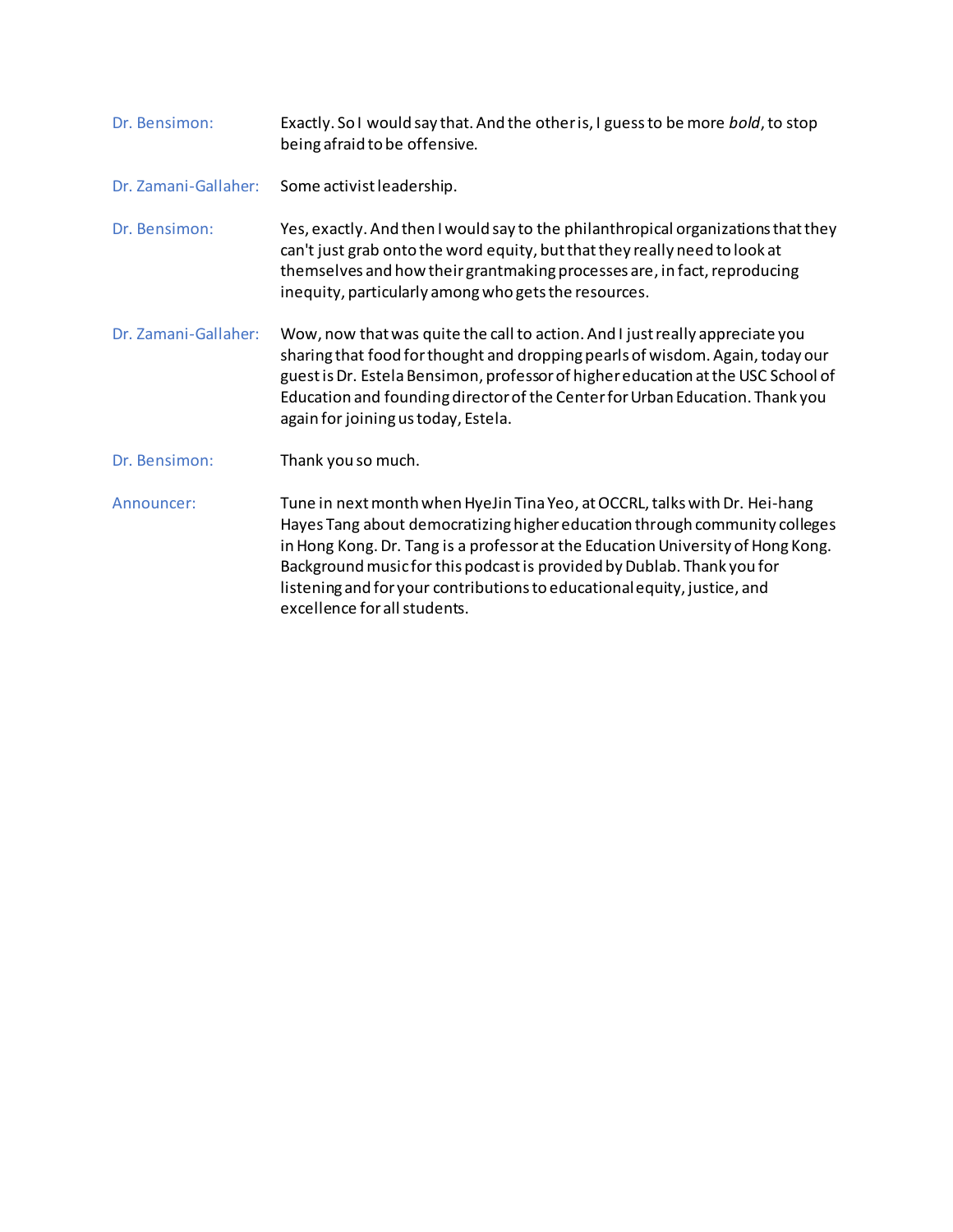Dr. Bensimon: Exactly. So I would say that. And the other is, I guess to be more *bold*, to stop being afraid to be offensive.

Dr. Zamani-Gallaher: Some activist leadership.

Dr. Bensimon: Yes, exactly. And then I would say to the philanthropical organizations that they can't just grab onto the word equity, but that they really need to look at themselves and how their grantmaking processes are, in fact, reproducing inequity, particularly among who gets the resources.

Dr. Zamani-Gallaher: Wow, now that was quite the call to action. And I just really appreciate you sharing that food for thought and dropping pearls of wisdom. Again, today our guest is Dr. Estela Bensimon, professor of higher education at the USC School of Education and founding director of the Center for Urban Education. Thank you again for joining us today, Estela.

Dr. Bensimon: Thank you so much.

Announcer: Tune in next month when HyeJin Tina Yeo, at OCCRL, talks with Dr. Hei-hang Hayes Tang about democratizing higher education through community colleges in Hong Kong. Dr. Tang is a professor at the Education University of Hong Kong. Background music for this podcast is provided by Dublab. Thank you for listening and for your contributions to educational equity, justice, and excellence for all students.